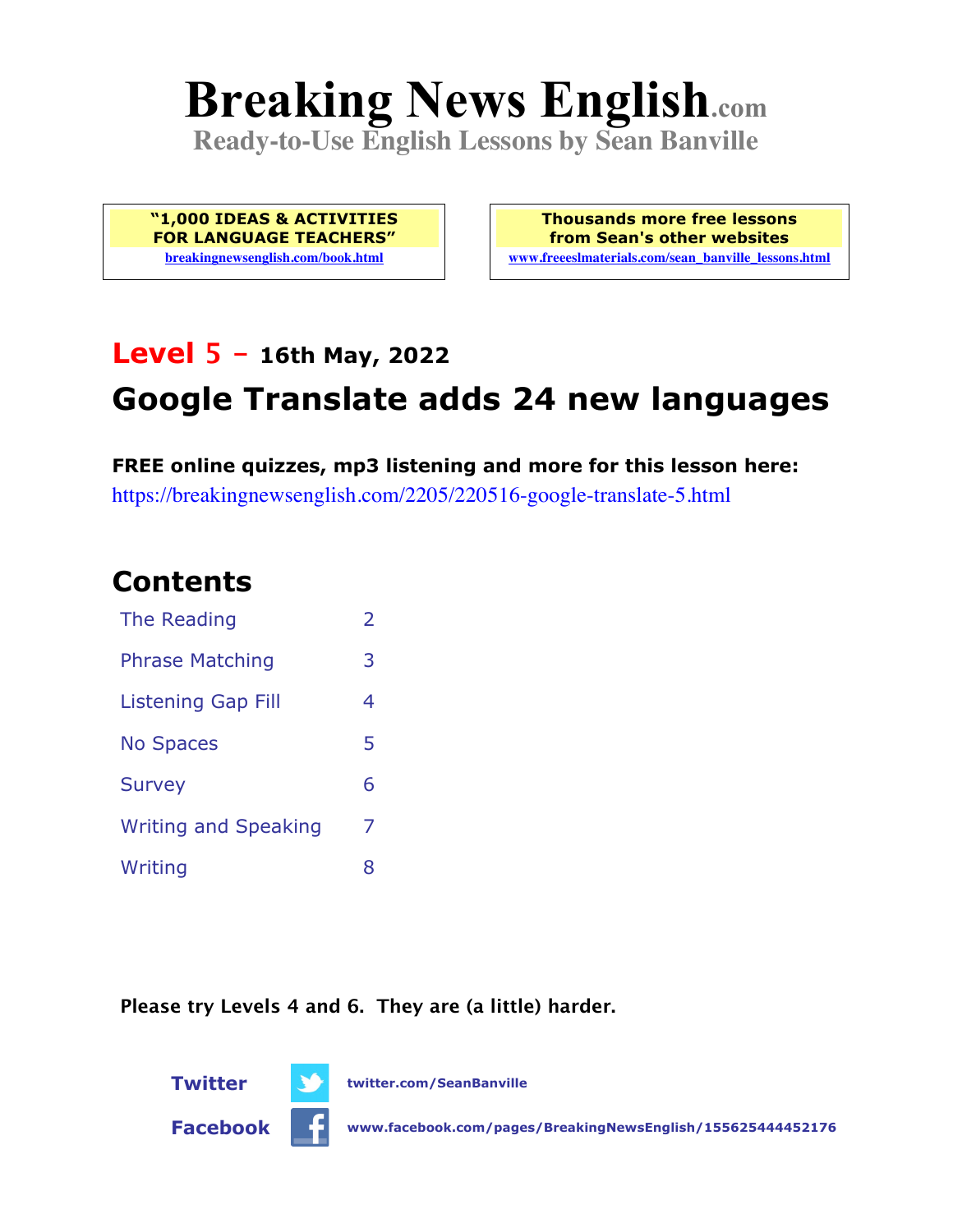# Breaking News English.com

**Ready-to-Use English Lessons by Sean Banville**

**"1,000 IDEAS & ACTIVITIES FOR LANGUAGE TEACHERS"**
breakingnewsenglish.com/book.html

**Thousands more free lessons from Sean's other websites**
www.freeeslmaterials.com/sean_banville_lessons.html

## Level 5 – 16th May, 2022

## Google Translate adds 24 new languages

**FREE online quizzes, mp3 listening and more for this lesson here:**
https://breakingnewsenglish.com/2205/220516-google-translate-5.html

## Contents

| | |
|---|---|
| The Reading | 2 |
| Phrase Matching | 3 |
| Listening Gap Fill | 4 |
| No Spaces | 5 |
| Survey | 6 |
| Writing and Speaking | 7 |
| Writing | 8 |

**Please try Levels 4 and 6. They are (a little) harder.**

**Twitter** twitter.com/SeanBanville

**Facebook** www.facebook.com/pages/BreakingNewsEnglish/155625444452176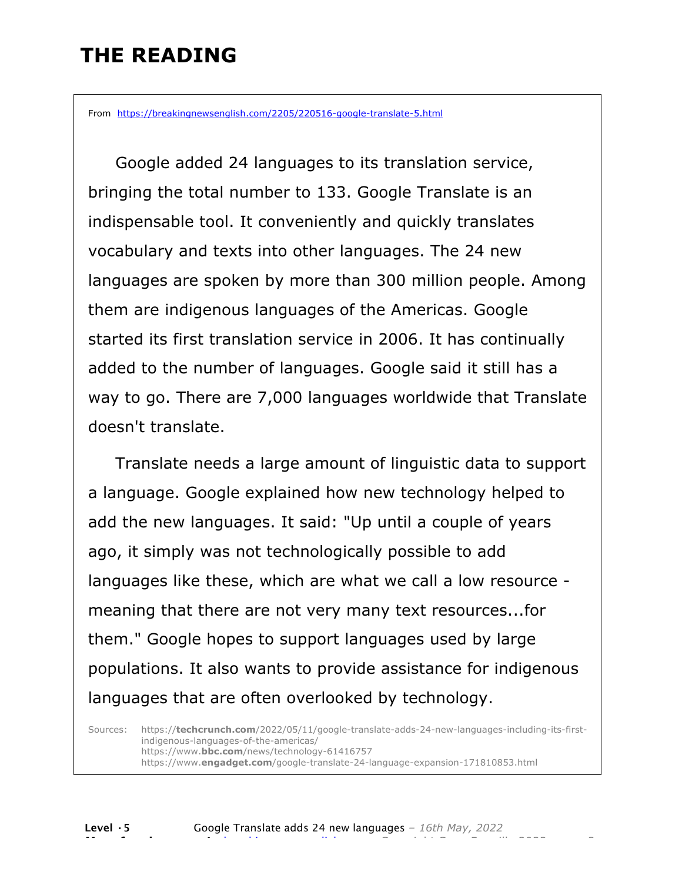# THE READING

From https://breakingnewsenglish.com/2205/220516-google-translate-5.html

Google added 24 languages to its translation service, bringing the total number to 133. Google Translate is an indispensable tool. It conveniently and quickly translates vocabulary and texts into other languages. The 24 new languages are spoken by more than 300 million people. Among them are indigenous languages of the Americas. Google started its first translation service in 2006. It has continually added to the number of languages. Google said it still has a way to go. There are 7,000 languages worldwide that Translate doesn't translate.

Translate needs a large amount of linguistic data to support a language. Google explained how new technology helped to add the new languages. It said: "Up until a couple of years ago, it simply was not technologically possible to add languages like these, which are what we call a low resource - meaning that there are not very many text resources...for them." Google hopes to support languages used by large populations. It also wants to provide assistance for indigenous languages that are often overlooked by technology.

Sources: https://**techcrunch.com**/2022/05/11/google-translate-adds-24-new-languages-including-its-first-indigenous-languages-of-the-americas/
https://www.**bbc.com**/news/technology-61416757
https://www.**engadget.com**/google-translate-24-language-expansion-171810853.html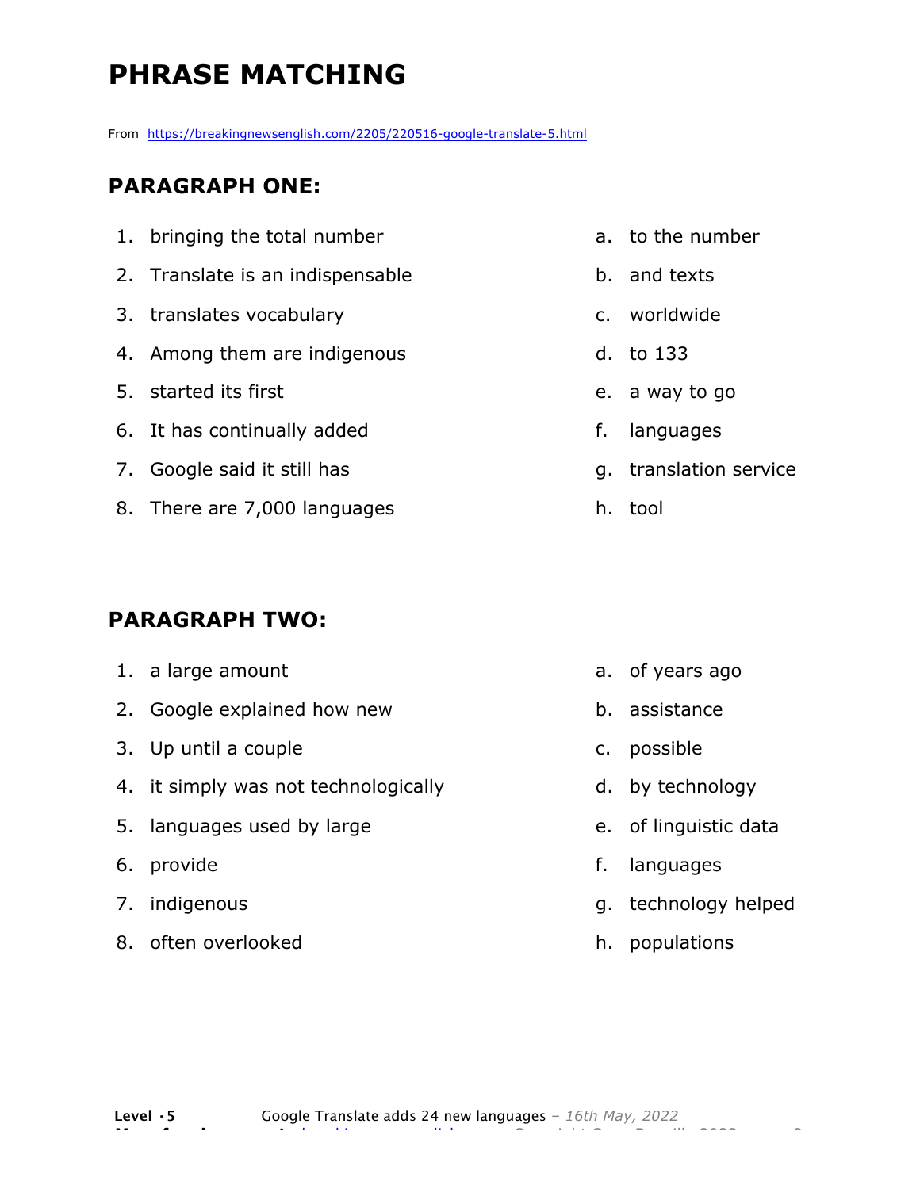# PHRASE MATCHING

From https://breakingnewsenglish.com/2205/220516-google-translate-5.html

## PARAGRAPH ONE:

| | |
|---|---|
| 1. bringing the total number | a. to the number |
| 2. Translate is an indispensable | b. and texts |
| 3. translates vocabulary | c. worldwide |
| 4. Among them are indigenous | d. to 133 |
| 5. started its first | e. a way to go |
| 6. It has continually added | f. languages |
| 7. Google said it still has | g. translation service |
| 8. There are 7,000 languages | h. tool |

## PARAGRAPH TWO:

| | |
|---|---|
| 1. a large amount | a. of years ago |
| 2. Google explained how new | b. assistance |
| 3. Up until a couple | c. possible |
| 4. it simply was not technologically | d. by technology |
| 5. languages used by large | e. of linguistic data |
| 6. provide | f. languages |
| 7. indigenous | g. technology helped |
| 8. often overlooked | h. populations |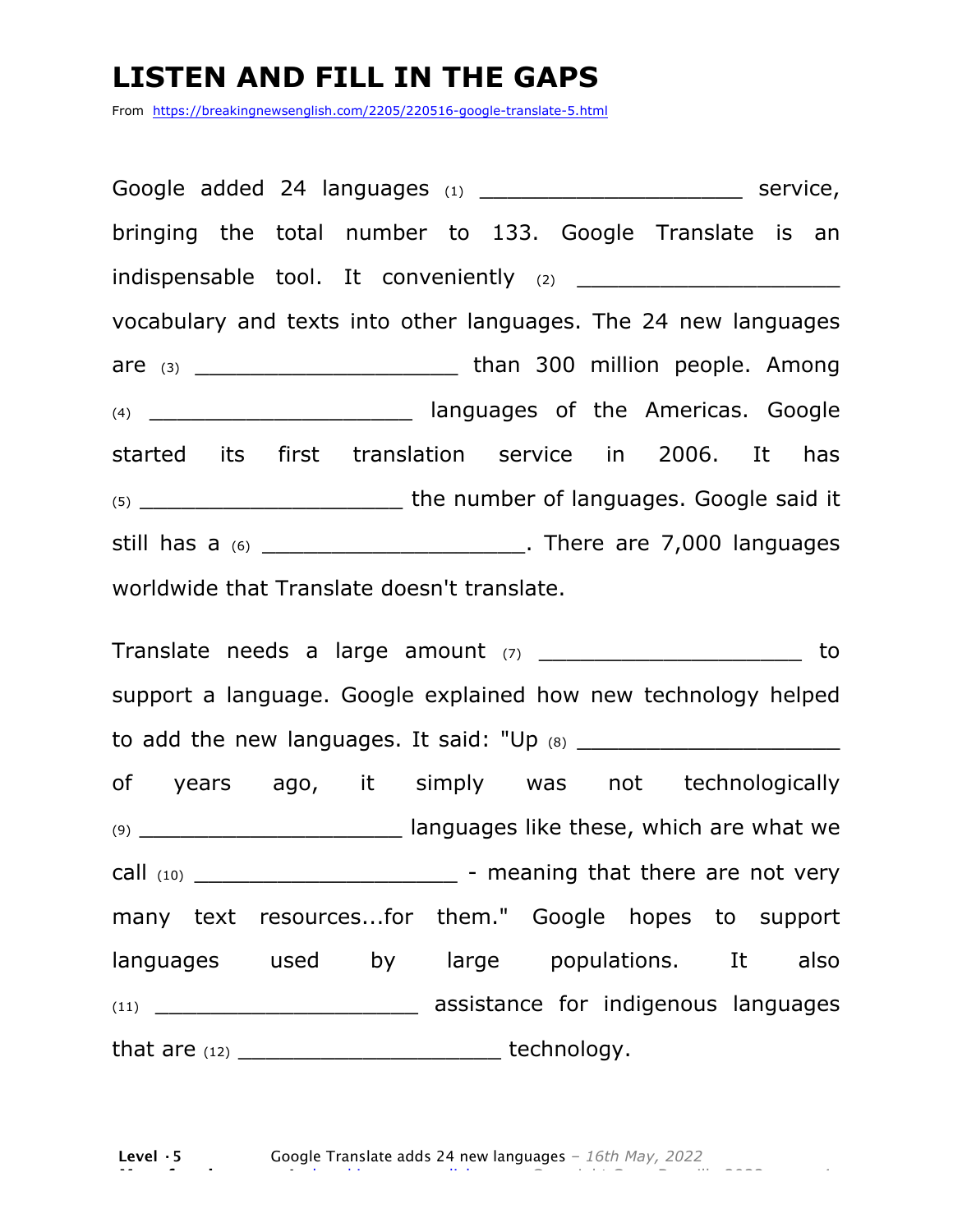# LISTEN AND FILL IN THE GAPS

From https://breakingnewsenglish.com/2205/220516-google-translate-5.html

Google added 24 languages (1) ____________________ service, bringing the total number to 133. Google Translate is an indispensable tool. It conveniently (2) ____________________ vocabulary and texts into other languages. The 24 new languages are (3) ____________________ than 300 million people. Among (4) ____________________ languages of the Americas. Google started its first translation service in 2006. It has (5) ____________________ the number of languages. Google said it still has a (6) ____________________. There are 7,000 languages worldwide that Translate doesn't translate.

Translate needs a large amount (7) ____________________ to support a language. Google explained how new technology helped to add the new languages. It said: "Up (8) ____________________ of years ago, it simply was not technologically (9) ____________________ languages like these, which are what we call (10) ____________________ - meaning that there are not very many text resources...for them." Google hopes to support languages used by large populations. It also (11) ____________________ assistance for indigenous languages that are (12) ____________________ technology.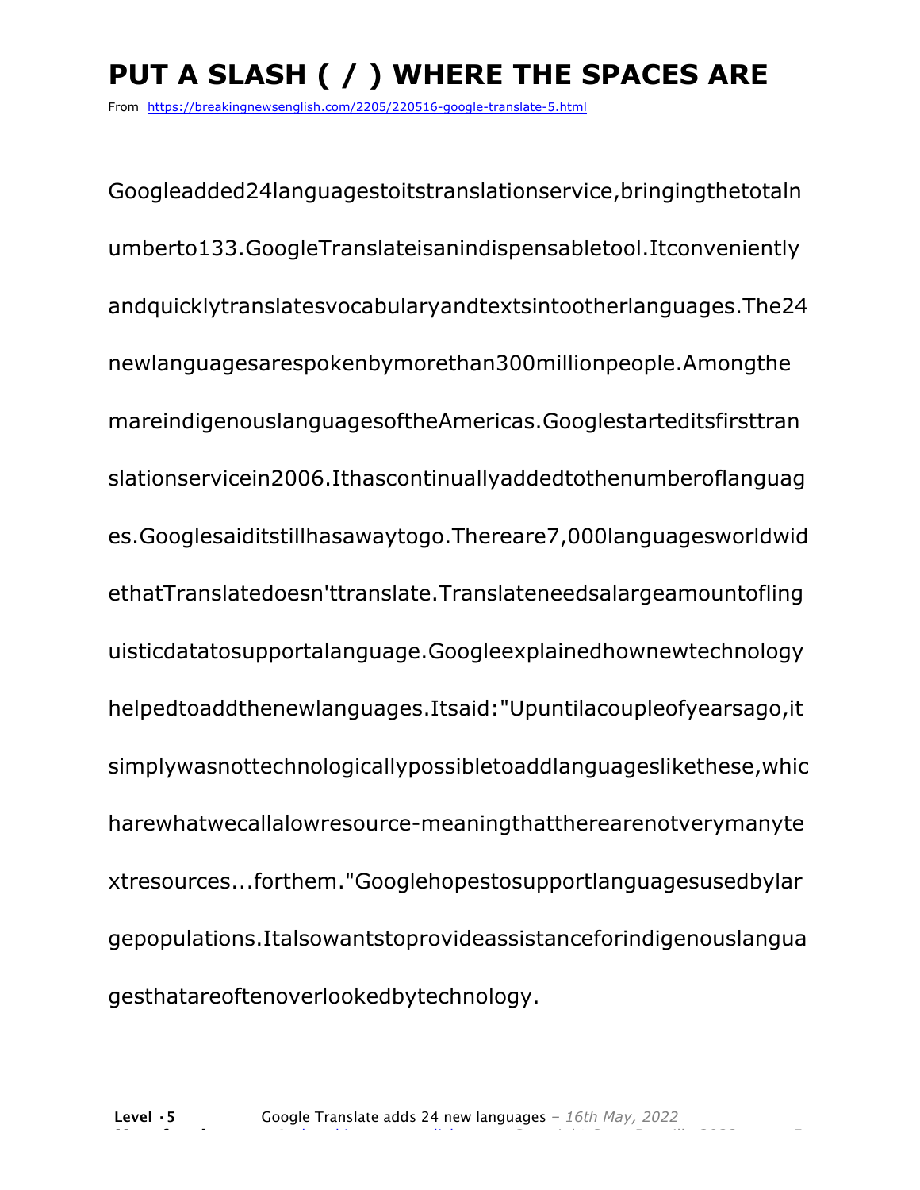# PUT A SLASH ( / ) WHERE THE SPACES ARE

From https://breakingnewsenglish.com/2205/220516-google-translate-5.html

Googleadded24languagestoitstranslationservice,bringingthetotaln umberto133.GoogleTranslateisanindispensabletool.Itconveniently andquicklytranslatesvocabularyandtextsintootherlanguages.The24 newlanguagesarespokenbymorethan300millionpeople.Amongthe mareindigenouslanguagesoftheAmericas.Googlestarteditsfirsttran slationservicein2006.Ithascontinuallyaddedtothenumberoflanguag es.Googlesaiditstillhasawaytogo.Thereare7,000languagesworldwid ethatTranslatedoesn'ttranslate.Translateneedsalargeamountofling uisticdatatosupportalanguage.Googleexplainedhownewtechnology helpedtoaddthenewlanguages.Itsaid:"Upuntilacoupleofyearsago,it simplywasnottechnologicallypossibletoaddlanguageslikethese,whic harewhatwecallalowresource-meaningthattherearenotverymanyte xtresources...forthem."Googlehopestosupportlanguagesusedbylar gepopulations.Italsowantstoprovideassistanceforindigenouslangua gesthatareoftenoverlookedbytechnology.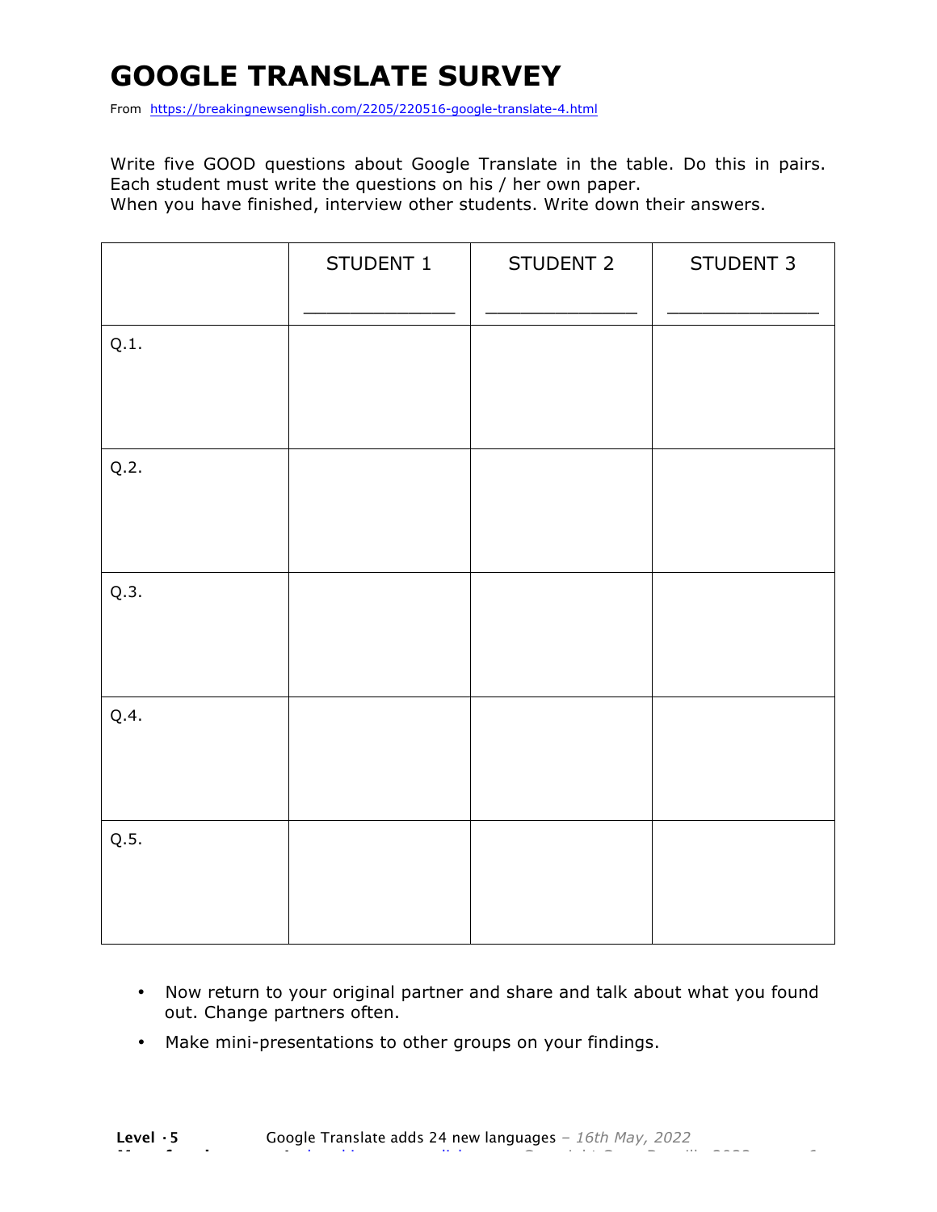# GOOGLE TRANSLATE SURVEY

From https://breakingnewsenglish.com/2205/220516-google-translate-4.html

Write five GOOD questions about Google Translate in the table. Do this in pairs. Each student must write the questions on his / her own paper.
When you have finished, interview other students. Write down their answers.

| | STUDENT 1<br>_______________ | STUDENT 2<br>_______________ | STUDENT 3<br>_______________ |
|---|---|---|---|
| Q.1. | | | |
| Q.2. | | | |
| Q.3. | | | |
| Q.4. | | | |
| Q.5. | | | |

- Now return to your original partner and share and talk about what you found out. Change partners often.
- Make mini-presentations to other groups on your findings.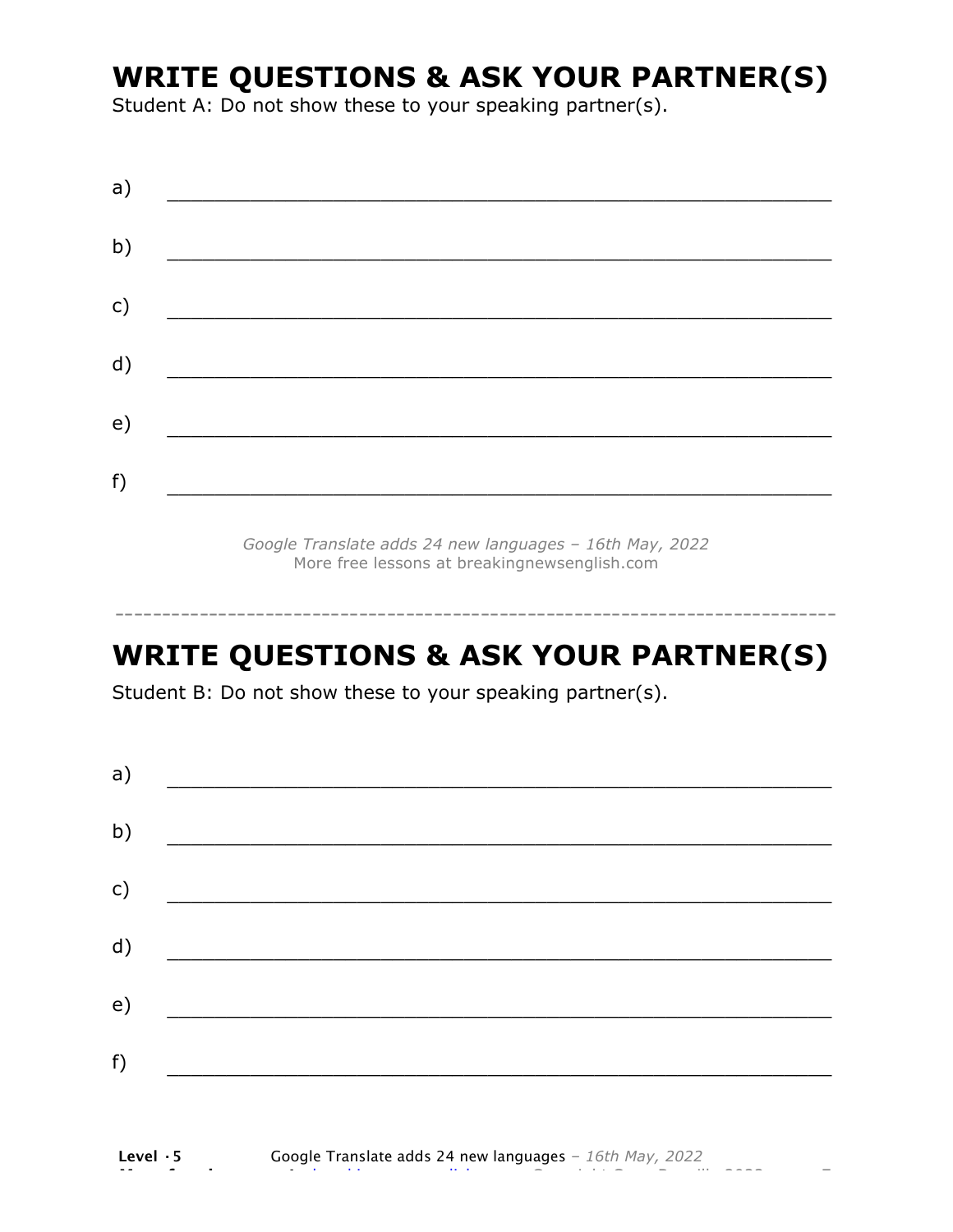# WRITE QUESTIONS & ASK YOUR PARTNER(S)

Student A: Do not show these to your speaking partner(s).

a) ___________________________________________________________

b) ___________________________________________________________

c) ___________________________________________________________

d) ___________________________________________________________

e) ___________________________________________________________

f) ___________________________________________________________

*Google Translate adds 24 new languages – 16th May, 2022*
More free lessons at breakingnewsenglish.com

---

# WRITE QUESTIONS & ASK YOUR PARTNER(S)

Student B: Do not show these to your speaking partner(s).

a) ___________________________________________________________

b) ___________________________________________________________

c) ___________________________________________________________

d) ___________________________________________________________

e) ___________________________________________________________

f) ___________________________________________________________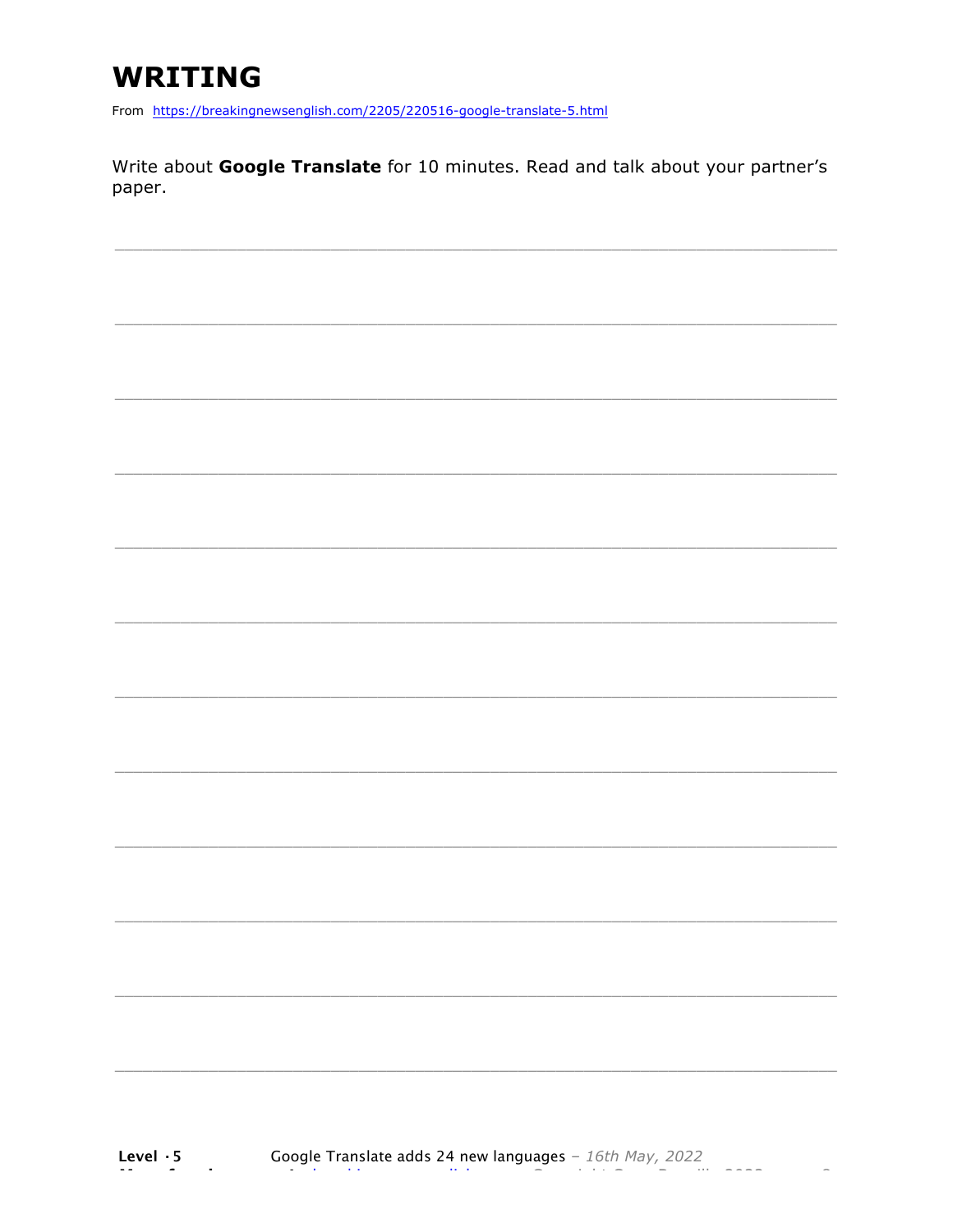# WRITING

From https://breakingnewsenglish.com/2205/220516-google-translate-5.html

Write about **Google Translate** for 10 minutes. Read and talk about your partner's paper.